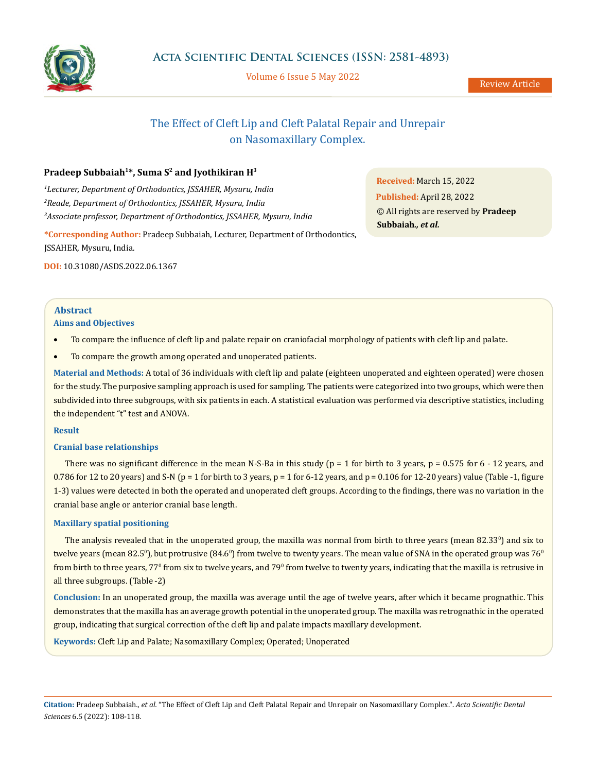Review Article

# The Effect of Cleft Lip and Cleft Palatal Repair and Unrepair on Nasomaxillary Complex.

**Pradeep Subbaiah[1]*, Suma S[2] and Jyothikiran H[3]**

[1]*Lecturer, Department of Orthodontics, JSSAHER, Mysuru, India*
[2]*Reade, Department of Orthodontics, JSSAHER, Mysuru, India*
[3]*Associate professor, Department of Orthodontics, JSSAHER, Mysuru, India*

***Corresponding Author:** Pradeep Subbaiah, Lecturer, Department of Orthodontics, JSSAHER, Mysuru, India.

**DOI:** 10.31080/ASDS.2022.06.1367

**Received:** March 15, 2022
**Published:** April 28, 2022
© All rights are reserved by **Pradeep Subbaiah*., et al.***

## Abstract

### Aims and Objectives

- To compare the influence of cleft lip and palate repair on craniofacial morphology of patients with cleft lip and palate.
- To compare the growth among operated and unoperated patients.

**Material and Methods:** A total of 36 individuals with cleft lip and palate (eighteen unoperated and eighteen operated) were chosen for the study. The purposive sampling approach is used for sampling. The patients were categorized into two groups, which were then subdivided into three subgroups, with six patients in each. A statistical evaluation was performed via descriptive statistics, including the independent "t" test and ANOVA.

### Result

### Cranial base relationships

There was no significant difference in the mean N-S-Ba in this study (p = 1 for birth to 3 years, p = 0.575 for 6 - 12 years, and 0.786 for 12 to 20 years) and S-N (p = 1 for birth to 3 years, p = 1 for 6-12 years, and p = 0.106 for 12-20 years) value (Table -1, figure 1-3) values were detected in both the operated and unoperated cleft groups. According to the findings, there was no variation in the cranial base angle or anterior cranial base length.

### Maxillary spatial positioning

The analysis revealed that in the unoperated group, the maxilla was normal from birth to three years (mean $82.33^0$) and six to twelve years (mean $82.5^0$), but protrusive ($84.6^0$) from twelve to twenty years. The mean value of SNA in the operated group was $76^0$ from birth to three years, $77^0$ from six to twelve years, and $79^0$ from twelve to twenty years, indicating that the maxilla is retrusive in all three subgroups. (Table -2)

**Conclusion:** In an unoperated group, the maxilla was average until the age of twelve years, after which it became prognathic. This demonstrates that the maxilla has an average growth potential in the unoperated group. The maxilla was retrognathic in the operated group, indicating that surgical correction of the cleft lip and palate impacts maxillary development.

**Keywords:** Cleft Lip and Palate; Nasomaxillary Complex; Operated; Unoperated

**Citation:** Pradeep Subbaiah., *et al.* "The Effect of Cleft Lip and Cleft Palatal Repair and Unrepair on Nasomaxillary Complex.". *Acta Scientific Dental Sciences* 6.5 (2022): 108-118.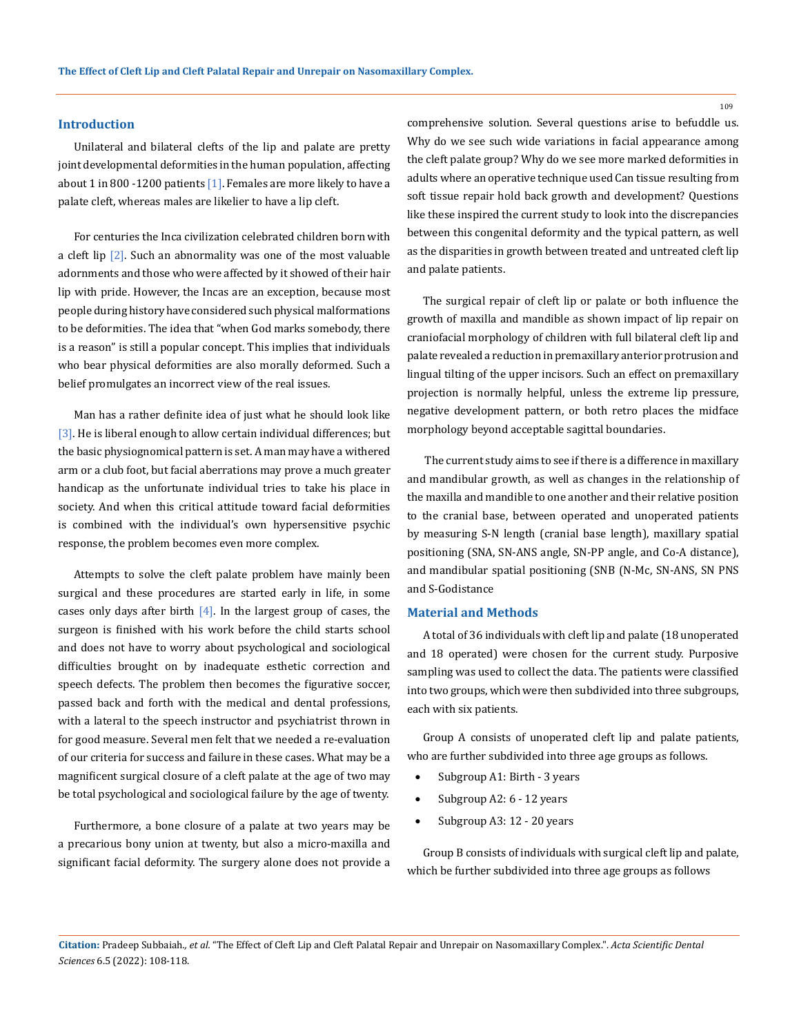## Introduction

Unilateral and bilateral clefts of the lip and palate are pretty joint developmental deformities in the human population, affecting about 1 in 800 -1200 patients [1]. Females are more likely to have a palate cleft, whereas males are likelier to have a lip cleft.

For centuries the Inca civilization celebrated children born with a cleft lip [2]. Such an abnormality was one of the most valuable adornments and those who were affected by it showed of their hair lip with pride. However, the Incas are an exception, because most people during history have considered such physical malformations to be deformities. The idea that "when God marks somebody, there is a reason" is still a popular concept. This implies that individuals who bear physical deformities are also morally deformed. Such a belief promulgates an incorrect view of the real issues.

Man has a rather definite idea of just what he should look like [3]. He is liberal enough to allow certain individual differences; but the basic physiognomical pattern is set. A man may have a withered arm or a club foot, but facial aberrations may prove a much greater handicap as the unfortunate individual tries to take his place in society. And when this critical attitude toward facial deformities is combined with the individual's own hypersensitive psychic response, the problem becomes even more complex.

Attempts to solve the cleft palate problem have mainly been surgical and these procedures are started early in life, in some cases only days after birth [4]. In the largest group of cases, the surgeon is finished with his work before the child starts school and does not have to worry about psychological and sociological difficulties brought on by inadequate esthetic correction and speech defects. The problem then becomes the figurative soccer, passed back and forth with the medical and dental professions, with a lateral to the speech instructor and psychiatrist thrown in for good measure. Several men felt that we needed a re-evaluation of our criteria for success and failure in these cases. What may be a magnificent surgical closure of a cleft palate at the age of two may be total psychological and sociological failure by the age of twenty.

Furthermore, a bone closure of a palate at two years may be a precarious bony union at twenty, but also a micro-maxilla and significant facial deformity. The surgery alone does not provide a comprehensive solution. Several questions arise to befuddle us. Why do we see such wide variations in facial appearance among the cleft palate group? Why do we see more marked deformities in adults where an operative technique used Can tissue resulting from soft tissue repair hold back growth and development? Questions like these inspired the current study to look into the discrepancies between this congenital deformity and the typical pattern, as well as the disparities in growth between treated and untreated cleft lip and palate patients.

The surgical repair of cleft lip or palate or both influence the growth of maxilla and mandible as shown impact of lip repair on craniofacial morphology of children with full bilateral cleft lip and palate revealed a reduction in premaxillary anterior protrusion and lingual tilting of the upper incisors. Such an effect on premaxillary projection is normally helpful, unless the extreme lip pressure, negative development pattern, or both retro places the midface morphology beyond acceptable sagittal boundaries.

The current study aims to see if there is a difference in maxillary and mandibular growth, as well as changes in the relationship of the maxilla and mandible to one another and their relative position to the cranial base, between operated and unoperated patients by measuring S-N length (cranial base length), maxillary spatial positioning (SNA, SN-ANS angle, SN-PP angle, and Co-A distance), and mandibular spatial positioning (SNB (N-Mc, SN-ANS, SN PNS and S-Godistance

## Material and Methods

A total of 36 individuals with cleft lip and palate (18 unoperated and 18 operated) were chosen for the current study. Purposive sampling was used to collect the data. The patients were classified into two groups, which were then subdivided into three subgroups, each with six patients.

Group A consists of unoperated cleft lip and palate patients, who are further subdivided into three age groups as follows.

- Subgroup A1: Birth - 3 years
- Subgroup A2: 6 - 12 years
- Subgroup A3: 12 - 20 years

Group B consists of individuals with surgical cleft lip and palate, which be further subdivided into three age groups as follows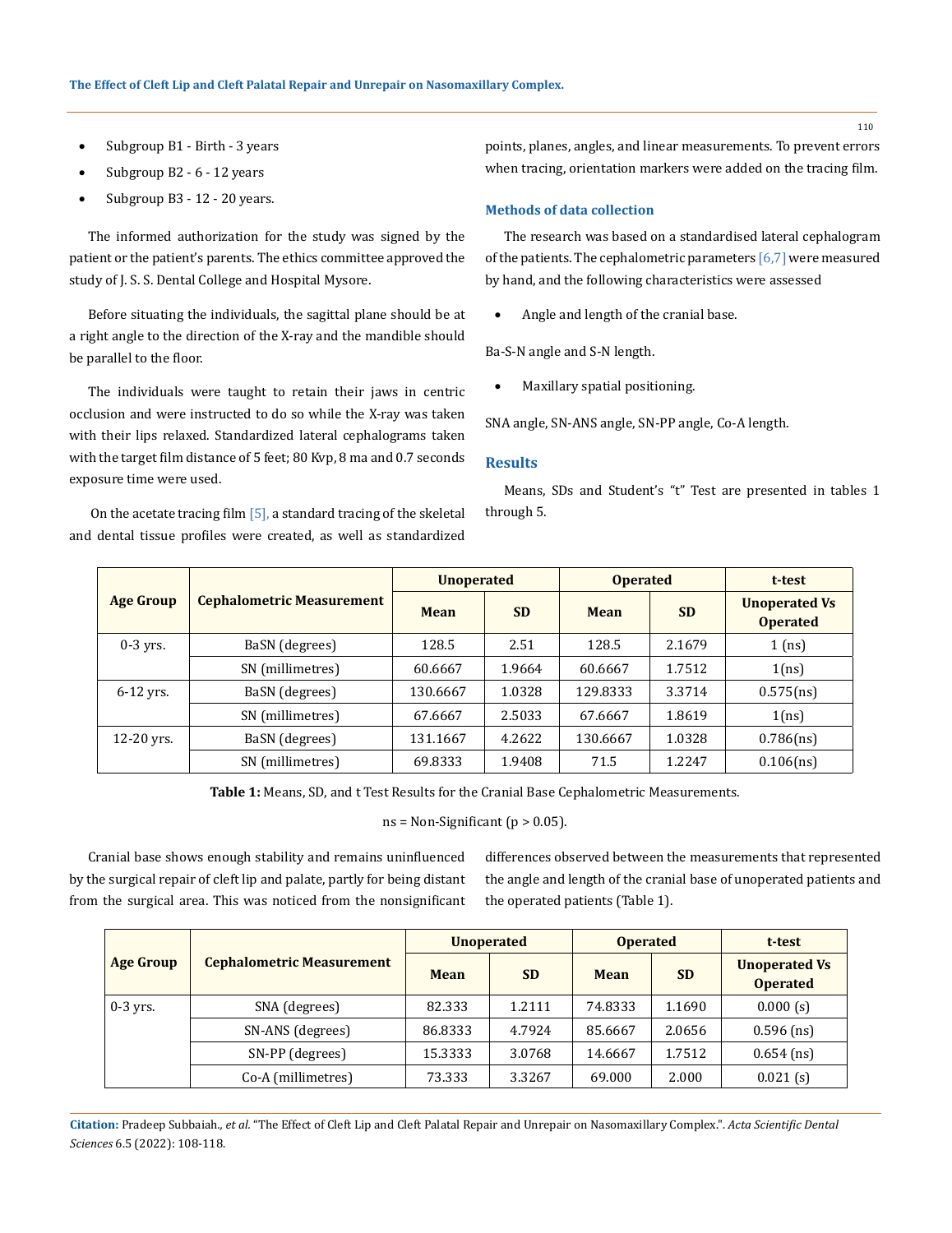- Subgroup B1 - Birth - 3 years
- Subgroup B2 - 6 - 12 years
- Subgroup B3 - 12 - 20 years.

The informed authorization for the study was signed by the patient or the patient's parents. The ethics committee approved the study of J. S. S. Dental College and Hospital Mysore.

Before situating the individuals, the sagittal plane should be at a right angle to the direction of the X-ray and the mandible should be parallel to the floor.

The individuals were taught to retain their jaws in centric occlusion and were instructed to do so while the X-ray was taken with their lips relaxed. Standardized lateral cephalograms taken with the target film distance of 5 feet; 80 Kvp, 8 ma and 0.7 seconds exposure time were used.

On the acetate tracing film [5], a standard tracing of the skeletal and dental tissue profiles were created, as well as standardized points, planes, angles, and linear measurements. To prevent errors when tracing, orientation markers were added on the tracing film.

### Methods of data collection

The research was based on a standardised lateral cephalogram of the patients. The cephalometric parameters [6,7] were measured by hand, and the following characteristics were assessed

- Angle and length of the cranial base.

Ba-S-N angle and S-N length.

- Maxillary spatial positioning.

SNA angle, SN-ANS angle, SN-PP angle, Co-A length.

## Results

Means, SDs and Student's "t" Test are presented in tables 1 through 5.

| Age Group | Cephalometric Measurement | Unoperated | | Operated | | t-test |
|---|---|---|---|---|---|---|
| | | Mean | SD | Mean | SD | Unoperated Vs Operated |
| 0-3 yrs. | BaSN (degrees) | 128.5 | 2.51 | 128.5 | 2.1679 | 1 (ns) |
| | SN (millimetres) | 60.6667 | 1.9664 | 60.6667 | 1.7512 | 1(ns) |
| 6-12 yrs. | BaSN (degrees) | 130.6667 | 1.0328 | 129.8333 | 3.3714 | 0.575(ns) |
| | SN (millimetres) | 67.6667 | 2.5033 | 67.6667 | 1.8619 | 1(ns) |
| 12-20 yrs. | BaSN (degrees) | 131.1667 | 4.2622 | 130.6667 | 1.0328 | 0.786(ns) |
| | SN (millimetres) | 69.8333 | 1.9408 | 71.5 | 1.2247 | 0.106(ns) |

**Table 1:** Means, SD, and t Test Results for the Cranial Base Cephalometric Measurements.

ns = Non-Significant ($p > 0.05$).

Cranial base shows enough stability and remains uninfluenced by the surgical repair of cleft lip and palate, partly for being distant from the surgical area. This was noticed from the nonsignificant differences observed between the measurements that represented the angle and length of the cranial base of unoperated patients and the operated patients (Table 1).

| Age Group | Cephalometric Measurement | Unoperated | | Operated | | t-test |
|---|---|---|---|---|---|---|
| | | Mean | SD | Mean | SD | Unoperated Vs Operated |
| 0-3 yrs. | SNA (degrees) | 82.333 | 1.2111 | 74.8333 | 1.1690 | 0.000 (s) |
| | SN-ANS (degrees) | 86.8333 | 4.7924 | 85.6667 | 2.0656 | 0.596 (ns) |
| | SN-PP (degrees) | 15.3333 | 3.0768 | 14.6667 | 1.7512 | 0.654 (ns) |
| | Co-A (millimetres) | 73.333 | 3.3267 | 69.000 | 2.000 | 0.021 (s) |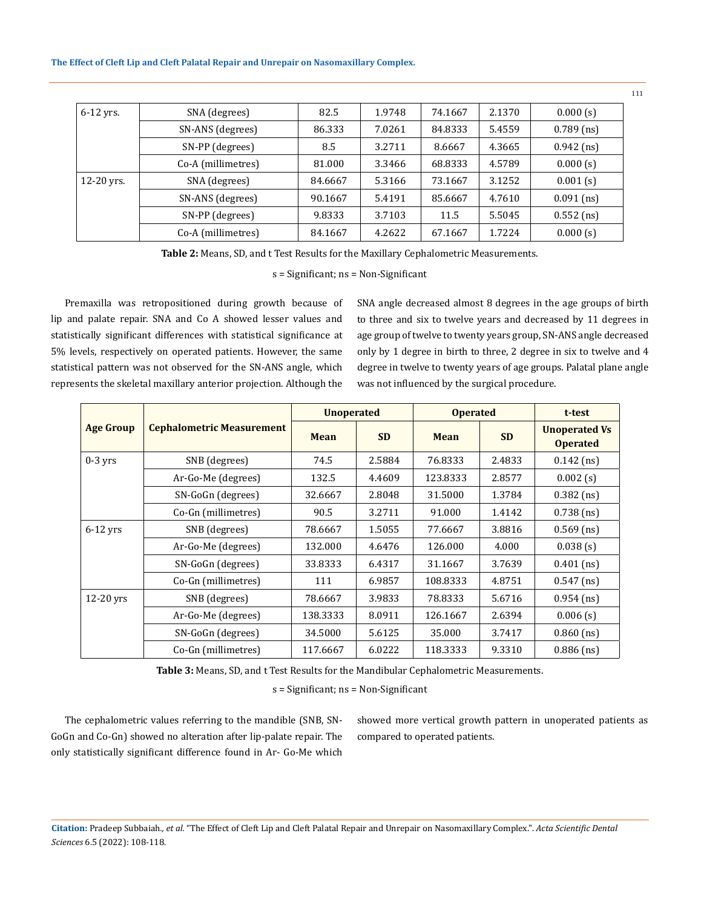| 6-12 yrs. | SNA (degrees) | 82.5 | 1.9748 | 74.1667 | 2.1370 | 0.000 (s) |
|---|---|---|---|---|---|---|
| | SN-ANS (degrees) | 86.333 | 7.0261 | 84.8333 | 5.4559 | 0.789 (ns) |
| | SN-PP (degrees) | 8.5 | 3.2711 | 8.6667 | 4.3665 | 0.942 (ns) |
| | Co-A (millimetres) | 81.000 | 3.3466 | 68.8333 | 4.5789 | 0.000 (s) |
| 12-20 yrs. | SNA (degrees) | 84.6667 | 5.3166 | 73.1667 | 3.1252 | 0.001 (s) |
| | SN-ANS (degrees) | 90.1667 | 5.4191 | 85.6667 | 4.7610 | 0.091 (ns) |
| | SN-PP (degrees) | 9.8333 | 3.7103 | 11.5 | 5.5045 | 0.552 (ns) |
| | Co-A (millimetres) | 84.1667 | 4.2622 | 67.1667 | 1.7224 | 0.000 (s) |

**Table 2:** Means, SD, and t Test Results for the Maxillary Cephalometric Measurements.

s = Significant; ns = Non-Significant

Premaxilla was retropositioned during growth because of lip and palate repair. SNA and Co A showed lesser values and statistically significant differences with statistical significance at 5% levels, respectively on operated patients. However, the same statistical pattern was not observed for the SN-ANS angle, which represents the skeletal maxillary anterior projection. Although the SNA angle decreased almost 8 degrees in the age groups of birth to three and six to twelve years and decreased by 11 degrees in age group of twelve to twenty years group, SN-ANS angle decreased only by 1 degree in birth to three, 2 degree in six to twelve and 4 degree in twelve to twenty years of age groups. Palatal plane angle was not influenced by the surgical procedure.

| Age Group | Cephalometric Measurement | Unoperated | | Operated | | t-test |
|---|---|---|---|---|---|---|
| | | Mean | SD | Mean | SD | Unoperated Vs Operated |
| 0-3 yrs | SNB (degrees) | 74.5 | 2.5884 | 76.8333 | 2.4833 | 0.142 (ns) |
| | Ar-Go-Me (degrees) | 132.5 | 4.4609 | 123.8333 | 2.8577 | 0.002 (s) |
| | SN-GoGn (degrees) | 32.6667 | 2.8048 | 31.5000 | 1.3784 | 0.382 (ns) |
| | Co-Gn (millimetres) | 90.5 | 3.2711 | 91.000 | 1.4142 | 0.738 (ns) |
| 6-12 yrs | SNB (degrees) | 78.6667 | 1.5055 | 77.6667 | 3.8816 | 0.569 (ns) |
| | Ar-Go-Me (degrees) | 132.000 | 4.6476 | 126.000 | 4.000 | 0.038 (s) |
| | SN-GoGn (degrees) | 33.8333 | 6.4317 | 31.1667 | 3.7639 | 0.401 (ns) |
| | Co-Gn (millimetres) | 111 | 6.9857 | 108.8333 | 4.8751 | 0.547 (ns) |
| 12-20 yrs | SNB (degrees) | 78.6667 | 3.9833 | 78.8333 | 5.6716 | 0.954 (ns) |
| | Ar-Go-Me (degrees) | 138.3333 | 8.0911 | 126.1667 | 2.6394 | 0.006 (s) |
| | SN-GoGn (degrees) | 34.5000 | 5.6125 | 35.000 | 3.7417 | 0.860 (ns) |
| | Co-Gn (millimetres) | 117.6667 | 6.0222 | 118.3333 | 9.3310 | 0.886 (ns) |

**Table 3:** Means, SD, and t Test Results for the Mandibular Cephalometric Measurements.

s = Significant; ns = Non-Significant

The cephalometric values referring to the mandible (SNB, SN-GoGn and Co-Gn) showed no alteration after lip-palate repair. The only statistically significant difference found in Ar- Go-Me which showed more vertical growth pattern in unoperated patients as compared to operated patients.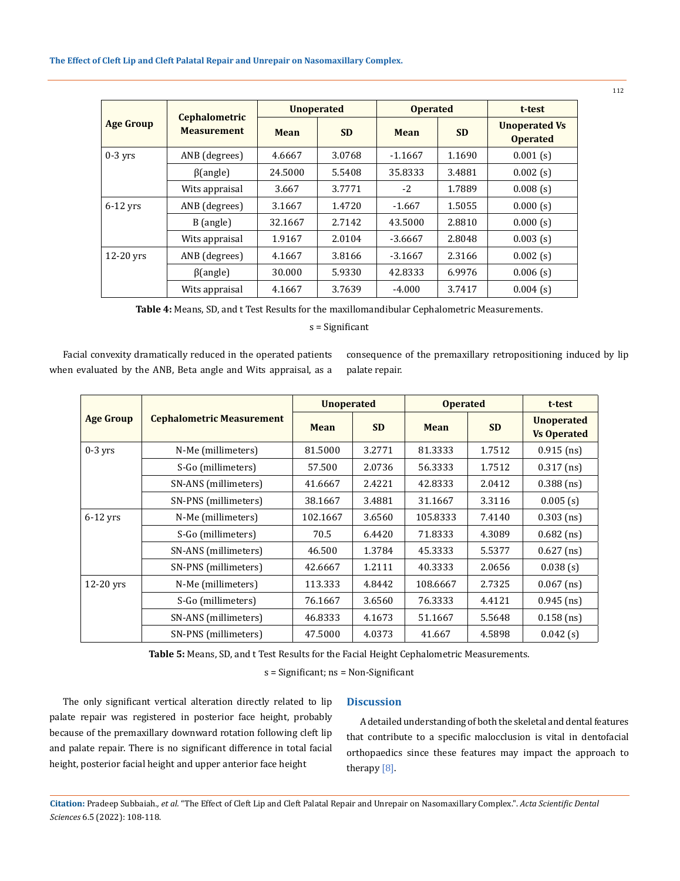| Age Group | Cephalometric Measurement | Unoperated | | Operated | | t-test |
|---|---|---|---|---|---|---|
| | | Mean | SD | Mean | SD | Unoperated Vs Operated |
| 0-3 yrs | ANB (degrees) | 4.6667 | 3.0768 | -1.1667 | 1.1690 | 0.001 (s) |
| | β(angle) | 24.5000 | 5.5408 | 35.8333 | 3.4881 | 0.002 (s) |
| | Wits appraisal | 3.667 | 3.7771 | -2 | 1.7889 | 0.008 (s) |
| 6-12 yrs | ANB (degrees) | 3.1667 | 1.4720 | -1.667 | 1.5055 | 0.000 (s) |
| | B (angle) | 32.1667 | 2.7142 | 43.5000 | 2.8810 | 0.000 (s) |
| | Wits appraisal | 1.9167 | 2.0104 | -3.6667 | 2.8048 | 0.003 (s) |
| 12-20 yrs | ANB (degrees) | 4.1667 | 3.8166 | -3.1667 | 2.3166 | 0.002 (s) |
| | β(angle) | 30.000 | 5.9330 | 42.8333 | 6.9976 | 0.006 (s) |
| | Wits appraisal | 4.1667 | 3.7639 | -4.000 | 3.7417 | 0.004 (s) |

**Table 4:** Means, SD, and t Test Results for the maxillomandibular Cephalometric Measurements.

s = Significant

Facial convexity dramatically reduced in the operated patients when evaluated by the ANB, Beta angle and Wits appraisal, as a consequence of the premaxillary retropositioning induced by lip palate repair.

| Age Group | Cephalometric Measurement | Unoperated | | Operated | | t-test |
|---|---|---|---|---|---|---|
| | | Mean | SD | Mean | SD | Unoperated Vs Operated |
| 0-3 yrs | N-Me (millimeters) | 81.5000 | 3.2771 | 81.3333 | 1.7512 | 0.915 (ns) |
| | S-Go (millimeters) | 57.500 | 2.0736 | 56.3333 | 1.7512 | 0.317 (ns) |
| | SN-ANS (millimeters) | 41.6667 | 2.4221 | 42.8333 | 2.0412 | 0.388 (ns) |
| | SN-PNS (millimeters) | 38.1667 | 3.4881 | 31.1667 | 3.3116 | 0.005 (s) |
| 6-12 yrs | N-Me (millimeters) | 102.1667 | 3.6560 | 105.8333 | 7.4140 | 0.303 (ns) |
| | S-Go (millimeters) | 70.5 | 6.4420 | 71.8333 | 4.3089 | 0.682 (ns) |
| | SN-ANS (millimeters) | 46.500 | 1.3784 | 45.3333 | 5.5377 | 0.627 (ns) |
| | SN-PNS (millimeters) | 42.6667 | 1.2111 | 40.3333 | 2.0656 | 0.038 (s) |
| 12-20 yrs | N-Me (millimeters) | 113.333 | 4.8442 | 108.6667 | 2.7325 | 0.067 (ns) |
| | S-Go (millimeters) | 76.1667 | 3.6560 | 76.3333 | 4.4121 | 0.945 (ns) |
| | SN-ANS (millimeters) | 46.8333 | 4.1673 | 51.1667 | 5.5648 | 0.158 (ns) |
| | SN-PNS (millimeters) | 47.5000 | 4.0373 | 41.667 | 4.5898 | 0.042 (s) |

**Table 5:** Means, SD, and t Test Results for the Facial Height Cephalometric Measurements.

s = Significant; ns = Non-Significant

The only significant vertical alteration directly related to lip palate repair was registered in posterior face height, probably because of the premaxillary downward rotation following cleft lip and palate repair. There is no significant difference in total facial height, posterior facial height and upper anterior face height

## Discussion

A detailed understanding of both the skeletal and dental features that contribute to a specific malocclusion is vital in dentofacial orthopaedics since these features may impact the approach to therapy [8].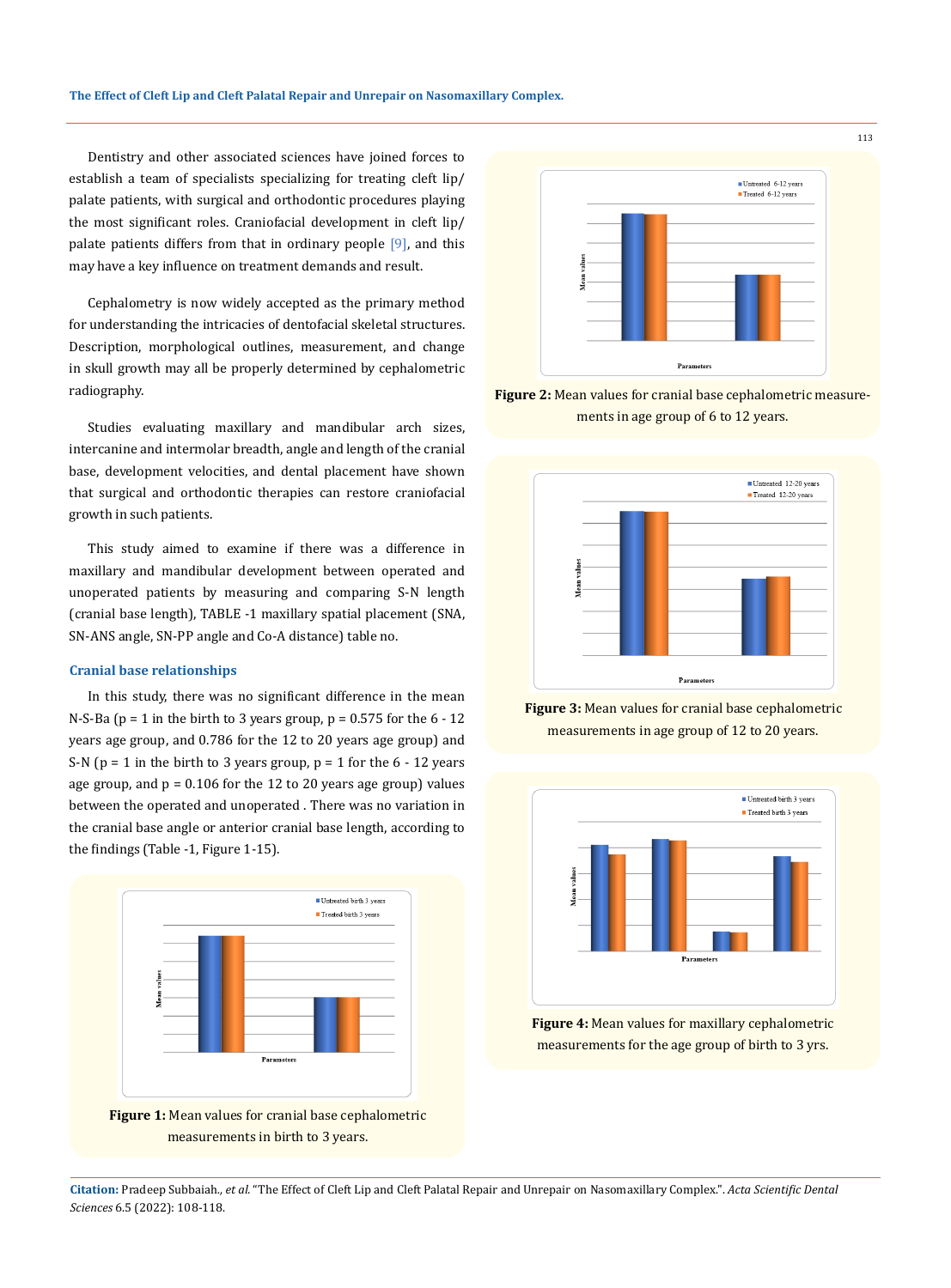Dentistry and other associated sciences have joined forces to establish a team of specialists specializing for treating cleft lip/ palate patients, with surgical and orthodontic procedures playing the most significant roles. Craniofacial development in cleft lip/ palate patients differs from that in ordinary people [9], and this may have a key influence on treatment demands and result.

Cephalometry is now widely accepted as the primary method for understanding the intricacies of dentofacial skeletal structures. Description, morphological outlines, measurement, and change in skull growth may all be properly determined by cephalometric radiography.

Studies evaluating maxillary and mandibular arch sizes, intercanine and intermolar breadth, angle and length of the cranial base, development velocities, and dental placement have shown that surgical and orthodontic therapies can restore craniofacial growth in such patients.

This study aimed to examine if there was a difference in maxillary and mandibular development between operated and unoperated patients by measuring and comparing S-N length (cranial base length), TABLE -1 maxillary spatial placement (SNA, SN-ANS angle, SN-PP angle and Co-A distance) table no.

### Cranial base relationships

In this study, there was no significant difference in the mean N-S-Ba ($p = 1$ in the birth to 3 years group, $p = 0.575$ for the 6 - 12 years age group, and 0.786 for the 12 to 20 years age group) and S-N ($p = 1$ in the birth to 3 years group, $p = 1$ for the 6 - 12 years age group, and $p = 0.106$ for the 12 to 20 years age group) values between the operated and unoperated . There was no variation in the cranial base angle or anterior cranial base length, according to the findings (Table -1, Figure 1-15).

**Figure 1:** Mean values for cranial base cephalometric measurements in birth to 3 years.

**Figure 2:** Mean values for cranial base cephalometric measurements in age group of 6 to 12 years.

**Figure 3:** Mean values for cranial base cephalometric measurements in age group of 12 to 20 years.

**Figure 4:** Mean values for maxillary cephalometric measurements for the age group of birth to 3 yrs.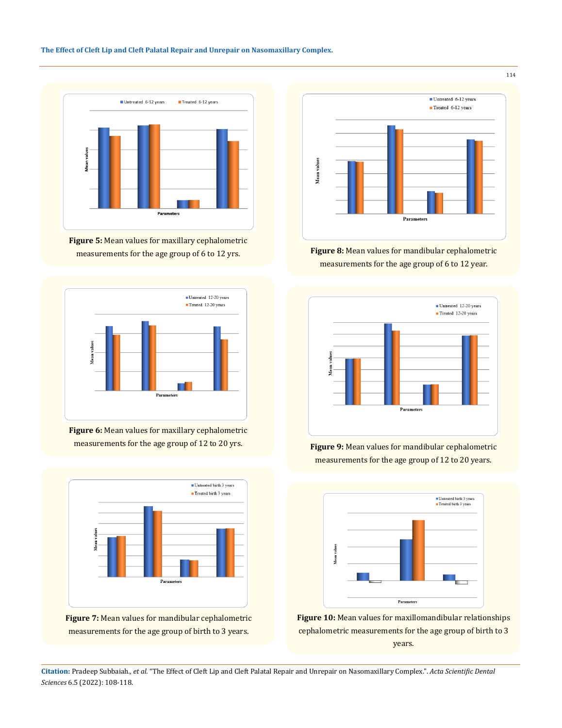Untreated 6-12 years    Treated 6-12 years

Mean values

Parameters

**Figure 5:** Mean values for maxillary cephalometric measurements for the age group of 6 to 12 yrs.

Untreated 6-12 years
Treated 6-12 years

Mean values

Parameters

**Figure 8:** Mean values for mandibular cephalometric measurements for the age group of 6 to 12 year.

Untreated 12-20 years
Treated 12-20 years

Mean values

Parameters

**Figure 6:** Mean values for maxillary cephalometric measurements for the age group of 12 to 20 yrs.

Untreated 12-20 years
Treated 12-20 years

Mean values

Parameters

**Figure 9:** Mean values for mandibular cephalometric measurements for the age group of 12 to 20 years.

Untreated birth 3 years
Treated birth 3 years

Mean values

Parameters

**Figure 7:** Mean values for mandibular cephalometric measurements for the age group of birth to 3 years.

Untreated birth 3 years
Treated birth 3 years

Mean values

Parameters

**Figure 10:** Mean values for maxillomandibular relationships cephalometric measurements for the age group of birth to 3 years.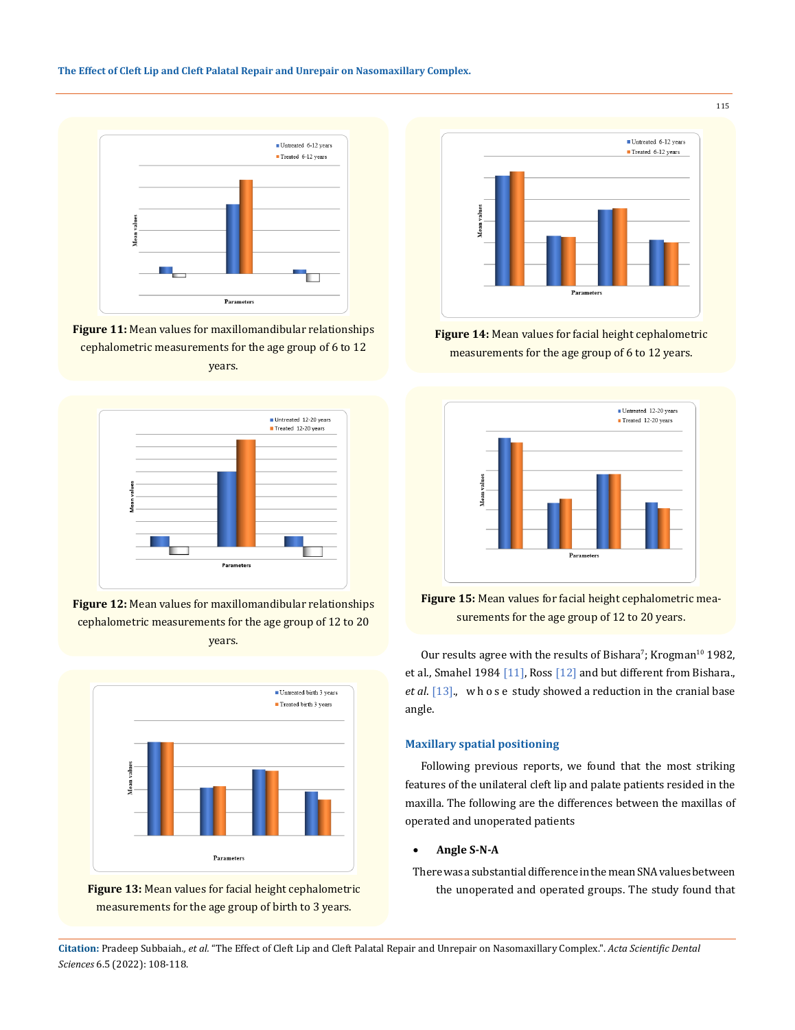Figure 11: Mean values for maxillomandibular relationships cephalometric measurements for the age group of 6 to 12 years.

Figure 12: Mean values for maxillomandibular relationships cephalometric measurements for the age group of 12 to 20 years.

Figure 13: Mean values for facial height cephalometric measurements for the age group of birth to 3 years.

Figure 14: Mean values for facial height cephalometric measurements for the age group of 6 to 12 years.

Figure 15: Mean values for facial height cephalometric measurements for the age group of 12 to 20 years.

Our results agree with the results of Bishara[7]; Krogman[10] 1982, et al., Smahel 1984 [11], Ross [12] and but different from Bishara., *et al.* [13]., whose study showed a reduction in the cranial base angle.

### Maxillary spatial positioning

Following previous reports, we found that the most striking features of the unilateral cleft lip and palate patients resided in the maxilla. The following are the differences between the maxillas of operated and unoperated patients

- **Angle S-N-A**

There was a substantial difference in the mean SNA values between the unoperated and operated groups. The study found that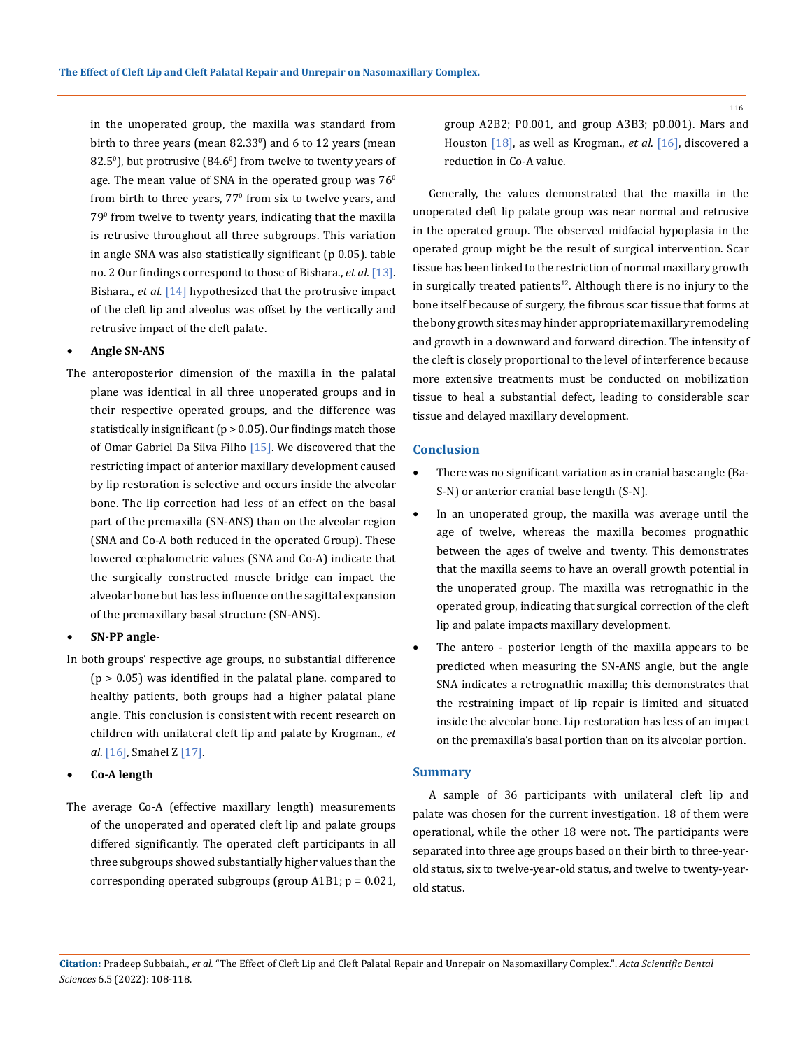in the unoperated group, the maxilla was standard from birth to three years (mean $82.33^0$) and 6 to 12 years (mean $82.5^0$), but protrusive ($84.6^0$) from twelve to twenty years of age. The mean value of SNA in the operated group was $76^0$ from birth to three years, $77^0$ from six to twelve years, and $79^0$ from twelve to twenty years, indicating that the maxilla is retrusive throughout all three subgroups. This variation in angle SNA was also statistically significant (p 0.05). table no. 2 Our findings correspond to those of Bishara., *et al.* [13]. Bishara., *et al.* [14] hypothesized that the protrusive impact of the cleft lip and alveolus was offset by the vertically and retrusive impact of the cleft palate.

- **Angle SN-ANS**

The anteroposterior dimension of the maxilla in the palatal plane was identical in all three unoperated groups and in their respective operated groups, and the difference was statistically insignificant ($p > 0.05$). Our findings match those of Omar Gabriel Da Silva Filho [15]. We discovered that the restricting impact of anterior maxillary development caused by lip restoration is selective and occurs inside the alveolar bone. The lip correction had less of an effect on the basal part of the premaxilla (SN-ANS) than on the alveolar region (SNA and Co-A both reduced in the operated Group). These lowered cephalometric values (SNA and Co-A) indicate that the surgically constructed muscle bridge can impact the alveolar bone but has less influence on the sagittal expansion of the premaxillary basal structure (SN-ANS).

- **SN-PP angle**-

In both groups' respective age groups, no substantial difference ($p > 0.05$) was identified in the palatal plane. compared to healthy patients, both groups had a higher palatal plane angle. This conclusion is consistent with recent research on children with unilateral cleft lip and palate by Krogman., *et al.* [16], Smahel Z [17].

- **Co-A length**

The average Co-A (effective maxillary length) measurements of the unoperated and operated cleft lip and palate groups differed significantly. The operated cleft participants in all three subgroups showed substantially higher values than the corresponding operated subgroups (group A1B1; p = 0.021, group A2B2; P0.001, and group A3B3; p0.001). Mars and Houston [18], as well as Krogman., *et al.* [16], discovered a reduction in Co-A value.

Generally, the values demonstrated that the maxilla in the unoperated cleft lip palate group was near normal and retrusive in the operated group. The observed midfacial hypoplasia in the operated group might be the result of surgical intervention. Scar tissue has been linked to the restriction of normal maxillary growth in surgically treated patients[12]. Although there is no injury to the bone itself because of surgery, the fibrous scar tissue that forms at the bony growth sites may hinder appropriate maxillary remodeling and growth in a downward and forward direction. The intensity of the cleft is closely proportional to the level of interference because more extensive treatments must be conducted on mobilization tissue to heal a substantial defect, leading to considerable scar tissue and delayed maxillary development.

## Conclusion

- There was no significant variation as in cranial base angle (Ba-S-N) or anterior cranial base length (S-N).
- In an unoperated group, the maxilla was average until the age of twelve, whereas the maxilla becomes prognathic between the ages of twelve and twenty. This demonstrates that the maxilla seems to have an overall growth potential in the unoperated group. The maxilla was retrognathic in the operated group, indicating that surgical correction of the cleft lip and palate impacts maxillary development.
- The antero - posterior length of the maxilla appears to be predicted when measuring the SN-ANS angle, but the angle SNA indicates a retrognathic maxilla; this demonstrates that the restraining impact of lip repair is limited and situated inside the alveolar bone. Lip restoration has less of an impact on the premaxilla's basal portion than on its alveolar portion.

## Summary

A sample of 36 participants with unilateral cleft lip and palate was chosen for the current investigation. 18 of them were operational, while the other 18 were not. The participants were separated into three age groups based on their birth to three-year-old status, six to twelve-year-old status, and twelve to twenty-year-old status.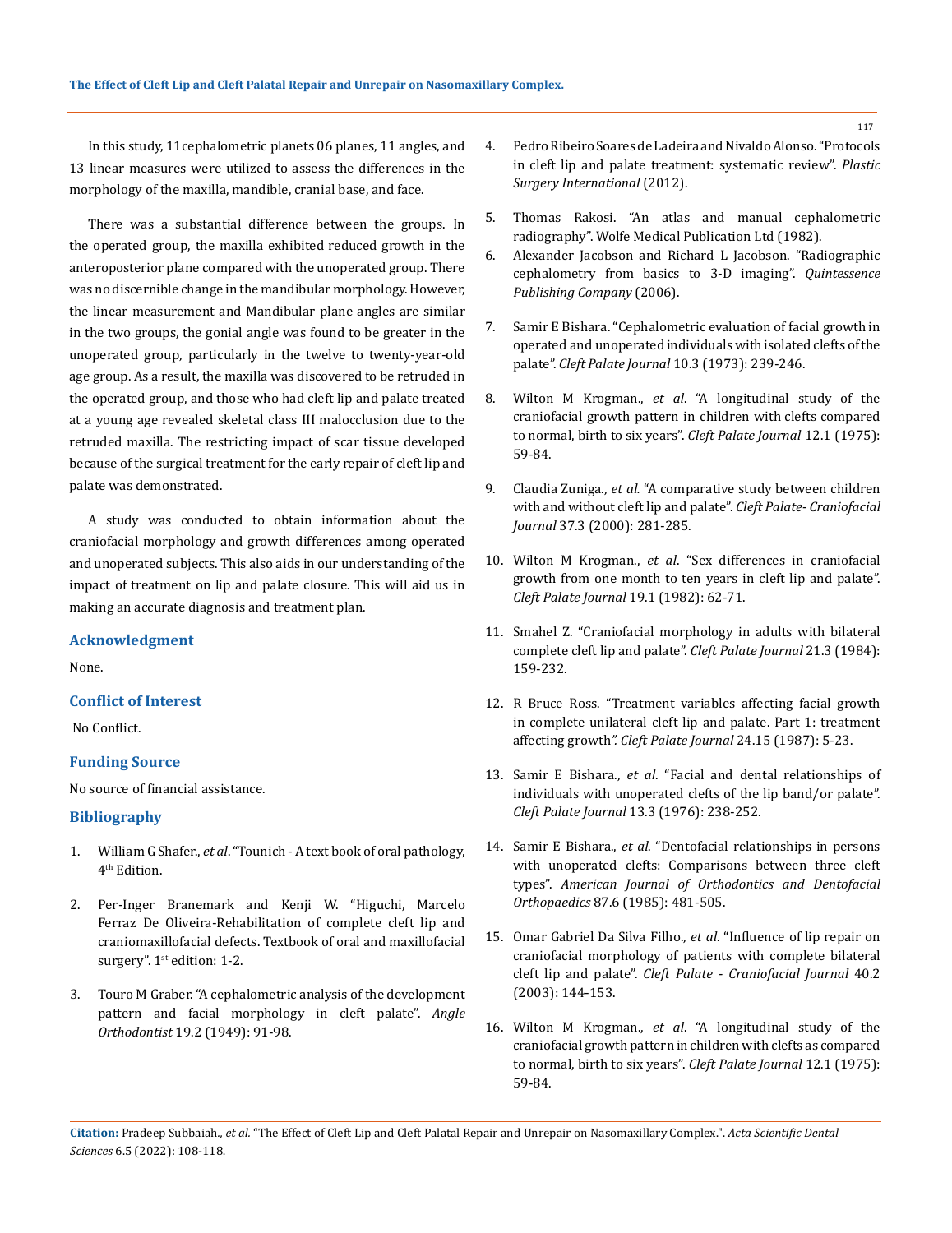In this study, 11cephalometric planets 06 planes, 11 angles, and 13 linear measures were utilized to assess the differences in the morphology of the maxilla, mandible, cranial base, and face.

There was a substantial difference between the groups. In the operated group, the maxilla exhibited reduced growth in the anteroposterior plane compared with the unoperated group. There was no discernible change in the mandibular morphology. However, the linear measurement and Mandibular plane angles are similar in the two groups, the gonial angle was found to be greater in the unoperated group, particularly in the twelve to twenty-year-old age group. As a result, the maxilla was discovered to be retruded in the operated group, and those who had cleft lip and palate treated at a young age revealed skeletal class III malocclusion due to the retruded maxilla. The restricting impact of scar tissue developed because of the surgical treatment for the early repair of cleft lip and palate was demonstrated.

A study was conducted to obtain information about the craniofacial morphology and growth differences among operated and unoperated subjects. This also aids in our understanding of the impact of treatment on lip and palate closure. This will aid us in making an accurate diagnosis and treatment plan.

## Acknowledgment

None.

## Conflict of Interest

No Conflict.

## Funding Source

No source of financial assistance.

## Bibliography

1. William G Shafer., *et al*. "Tounich - A text book of oral pathology, 4th Edition.
2. Per-Inger Branemark and Kenji W. "Higuchi, Marcelo Ferraz De Oliveira-Rehabilitation of complete cleft lip and craniomaxillofacial defects. Textbook of oral and maxillofacial surgery". 1st edition: 1-2.
3. Touro M Graber. "A cephalometric analysis of the development pattern and facial morphology in cleft palate". *Angle Orthodontist* 19.2 (1949): 91-98.
4. Pedro Ribeiro Soares de Ladeira and Nivaldo Alonso. "Protocols in cleft lip and palate treatment: systematic review". *Plastic Surgery International* (2012).
5. Thomas Rakosi. "An atlas and manual cephalometric radiography". Wolfe Medical Publication Ltd (1982).
6. Alexander Jacobson and Richard L Jacobson. "Radiographic cephalometry from basics to 3-D imaging". *Quintessence Publishing Company* (2006).
7. Samir E Bishara. "Cephalometric evaluation of facial growth in operated and unoperated individuals with isolated clefts of the palate". *Cleft Palate Journal* 10.3 (1973): 239-246.
8. Wilton M Krogman., *et al*. "A longitudinal study of the craniofacial growth pattern in children with clefts compared to normal, birth to six years". *Cleft Palate Journal* 12.1 (1975): 59-84.
9. Claudia Zuniga., *et al.* "A comparative study between children with and without cleft lip and palate". *Cleft Palate- Craniofacial Journal* 37.3 (2000): 281-285.
10. Wilton M Krogman., *et al*. "Sex differences in craniofacial growth from one month to ten years in cleft lip and palate". *Cleft Palate Journal* 19.1 (1982): 62-71.
11. Smahel Z. "Craniofacial morphology in adults with bilateral complete cleft lip and palate". *Cleft Palate Journal* 21.3 (1984): 159-232.
12. R Bruce Ross. "Treatment variables affecting facial growth in complete unilateral cleft lip and palate. Part 1: treatment affecting growth". *Cleft Palate Journal* 24.15 (1987): 5-23.
13. Samir E Bishara., *et al*. "Facial and dental relationships of individuals with unoperated clefts of the lip band/or palate". *Cleft Palate Journal* 13.3 (1976): 238-252.
14. Samir E Bishara., *et al*. "Dentofacial relationships in persons with unoperated clefts: Comparisons between three cleft types". *American Journal of Orthodontics and Dentofacial Orthopaedics* 87.6 (1985): 481-505.
15. Omar Gabriel Da Silva Filho., *et al*. "Influence of lip repair on craniofacial morphology of patients with complete bilateral cleft lip and palate". *Cleft Palate - Craniofacial Journal* 40.2 (2003): 144-153.
16. Wilton M Krogman., *et al*. "A longitudinal study of the craniofacial growth pattern in children with clefts as compared to normal, birth to six years". *Cleft Palate Journal* 12.1 (1975): 59-84.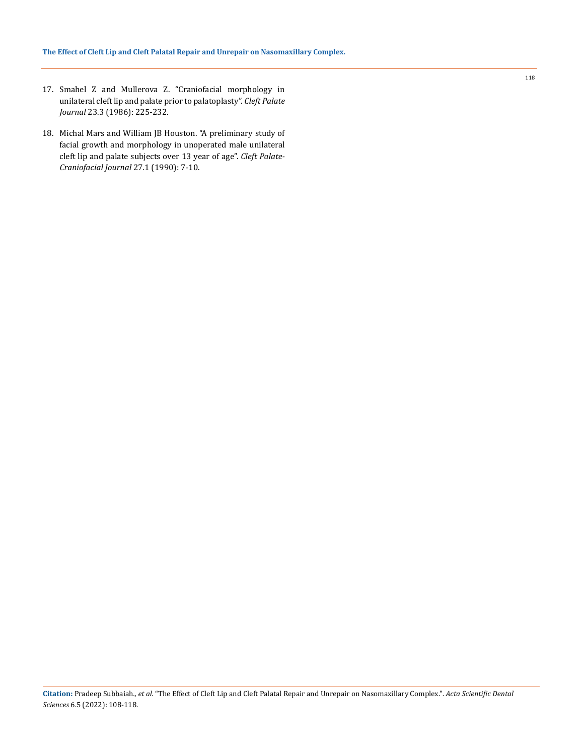17. Smahel Z and Mullerova Z. "Craniofacial morphology in unilateral cleft lip and palate prior to palatoplasty". *Cleft Palate Journal* 23.3 (1986): 225-232.

18. Michal Mars and William JB Houston. "A preliminary study of facial growth and morphology in unoperated male unilateral cleft lip and palate subjects over 13 year of age". *Cleft Palate-Craniofacial Journal* 27.1 (1990): 7-10.